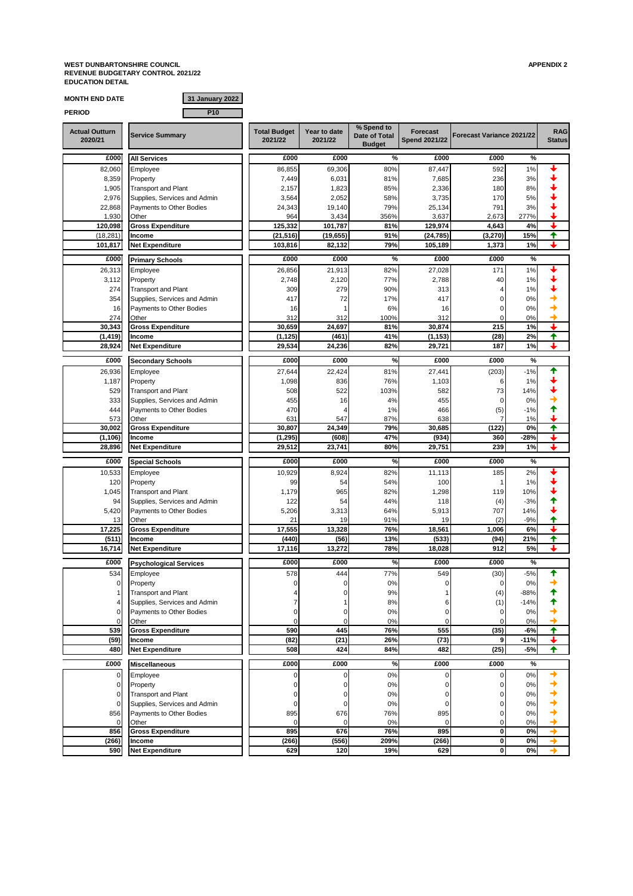**WEST DUNBARTONSHIRE COUNCIL**
**REVENUE BUDGETARY CONTROL 2021/22**
**EDUCATION DETAIL**

**APPENDIX 2**

**MONTH END DATE** 31 January 2022

**PERIOD** P10

| Actual Outturn 2020/21 | Service Summary | Total Budget 2021/22 | Year to date 2021/22 | % Spend to Date of Total Budget | Forecast Spend 2021/22 | Forecast Variance 2021/22 | | RAG Status |
|---|---|---|---|---|---|---|---|---|
| £000 | **All Services** | £000 | £000 | % | £000 | £000 | % | |
| 82,060 | Employee | 86,855 | 69,306 | 80% | 87,447 | 592 | 1% | ↓ |
| 8,359 | Property | 7,449 | 6,031 | 81% | 7,685 | 236 | 3% | ↓ |
| 1,905 | Transport and Plant | 2,157 | 1,823 | 85% | 2,336 | 180 | 8% | ↓ |
| 2,976 | Supplies, Services and Admin | 3,564 | 2,052 | 58% | 3,735 | 170 | 5% | ↓ |
| 22,868 | Payments to Other Bodies | 24,343 | 19,140 | 79% | 25,134 | 791 | 3% | ↓ |
| 1,930 | Other | 964 | 3,434 | 356% | 3,637 | 2,673 | 277% | ↓ |
| **120,098** | **Gross Expenditure** | **125,332** | **101,787** | **81%** | **129,974** | **4,643** | **4%** | ↓ |
| (18,281) | **Income** | **(21,516)** | **(19,655)** | **91%** | **(24,785)** | **(3,270)** | **15%** | ↑ |
| **101,817** | **Net Expenditure** | **103,816** | **82,132** | **79%** | **105,189** | **1,373** | **1%** | ↓ |
| £000 | **Primary Schools** | £000 | £000 | % | £000 | £000 | % | |
| 26,313 | Employee | 26,856 | 21,913 | 82% | 27,028 | 171 | 1% | ↓ |
| 3,112 | Property | 2,748 | 2,120 | 77% | 2,788 | 40 | 1% | ↓ |
| 274 | Transport and Plant | 309 | 279 | 90% | 313 | 4 | 1% | ↓ |
| 354 | Supplies, Services and Admin | 417 | 72 | 17% | 417 | 0 | 0% | → |
| 16 | Payments to Other Bodies | 16 | 1 | 6% | 16 | 0 | 0% | → |
| 274 | Other | 312 | 312 | 100% | 312 | 0 | 0% | → |
| **30,343** | **Gross Expenditure** | **30,659** | **24,697** | **81%** | **30,874** | **215** | **1%** | ↓ |
| **(1,419)** | **Income** | **(1,125)** | **(461)** | **41%** | **(1,153)** | **(28)** | **2%** | ↑ |
| **28,924** | **Net Expenditure** | **29,534** | **24,236** | **82%** | **29,721** | **187** | **1%** | ↓ |
| £000 | **Secondary Schools** | £000 | £000 | % | £000 | £000 | % | |
| 26,936 | Employee | 27,644 | 22,424 | 81% | 27,441 | (203) | -1% | ↑ |
| 1,187 | Property | 1,098 | 836 | 76% | 1,103 | 6 | 1% | ↓ |
| 529 | Transport and Plant | 508 | 522 | 103% | 582 | 73 | 14% | ↓ |
| 333 | Supplies, Services and Admin | 455 | 16 | 4% | 455 | 0 | 0% | → |
| 444 | Payments to Other Bodies | 470 | 4 | 1% | 466 | (5) | -1% | ↑ |
| 573 | Other | 631 | 547 | 87% | 638 | 7 | 1% | ↓ |
| **30,002** | **Gross Expenditure** | **30,807** | **24,349** | **79%** | **30,685** | **(122)** | **0%** | ↑ |
| **(1,106)** | **Income** | **(1,295)** | **(608)** | **47%** | **(934)** | **360** | **-28%** | ↓ |
| **28,896** | **Net Expenditure** | **29,512** | **23,741** | **80%** | **29,751** | **239** | **1%** | ↓ |
| £000 | **Special Schools** | £000 | £000 | % | £000 | £000 | % | |
| 10,533 | Employee | 10,929 | 8,924 | 82% | 11,113 | 185 | 2% | ↓ |
| 120 | Property | 99 | 54 | 54% | 100 | 1 | 1% | ↓ |
| 1,045 | Transport and Plant | 1,179 | 965 | 82% | 1,298 | 119 | 10% | ↓ |
| 94 | Supplies, Services and Admin | 122 | 54 | 44% | 118 | (4) | -3% | ↑ |
| 5,420 | Payments to Other Bodies | 5,206 | 3,313 | 64% | 5,913 | 707 | 14% | ↓ |
| 13 | Other | 21 | 19 | 91% | 19 | (2) | -9% | ↑ |
| **17,225** | **Gross Expenditure** | **17,555** | **13,328** | **76%** | **18,561** | **1,006** | **6%** | ↓ |
| **(511)** | **Income** | **(440)** | **(56)** | **13%** | **(533)** | **(94)** | **21%** | ↑ |
| **16,714** | **Net Expenditure** | **17,116** | **13,272** | **78%** | **18,028** | **912** | **5%** | ↓ |
| £000 | **Psychological Services** | £000 | £000 | % | £000 | £000 | % | |
| 534 | Employee | 578 | 444 | 77% | 549 | (30) | -5% | ↑ |
| 0 | Property | 0 | 0 | 0% | 0 | 0 | 0% | → |
| 1 | Transport and Plant | 4 | 0 | 9% | 1 | (4) | -88% | ↑ |
| 4 | Supplies, Services and Admin | 7 | 1 | 8% | 6 | (1) | -14% | ↑ |
| 0 | Payments to Other Bodies | 0 | 0 | 0% | 0 | 0 | 0% | → |
| 0 | Other | 0 | 0 | 0% | 0 | 0 | 0% | → |
| **539** | **Gross Expenditure** | **590** | **445** | **76%** | **555** | **(35)** | **-6%** | ↑ |
| **(59)** | **Income** | **(82)** | **(21)** | **26%** | **(73)** | **9** | **-11%** | ↓ |
| **480** | **Net Expenditure** | **508** | **424** | **84%** | **482** | **(25)** | **-5%** | ↑ |
| £000 | **Miscellaneous** | £000 | £000 | % | £000 | £000 | % | |
| 0 | Employee | 0 | 0 | 0% | 0 | 0 | 0% | → |
| 0 | Property | 0 | 0 | 0% | 0 | 0 | 0% | → |
| 0 | Transport and Plant | 0 | 0 | 0% | 0 | 0 | 0% | → |
| 0 | Supplies, Services and Admin | 0 | 0 | 0% | 0 | 0 | 0% | → |
| 856 | Payments to Other Bodies | 895 | 676 | 76% | 895 | 0 | 0% | → |
| 0 | Other | 0 | 0 | 0% | 0 | 0 | 0% | → |
| **856** | **Gross Expenditure** | **895** | **676** | **76%** | **895** | **0** | **0%** | → |
| **(266)** | **Income** | **(266)** | **(556)** | **209%** | **(266)** | **0** | **0%** | → |
| **590** | **Net Expenditure** | **629** | **120** | **19%** | **629** | **0** | **0%** | → |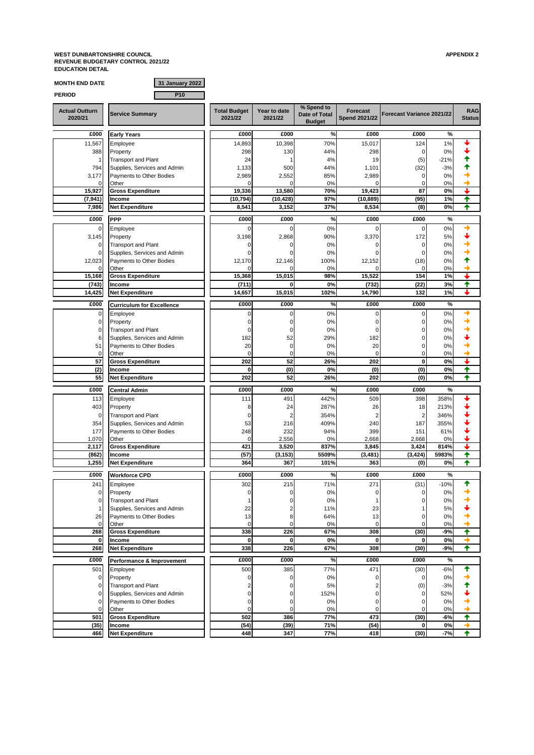**WEST DUNBARTONSHIRE COUNCIL**
**REVENUE BUDGETARY CONTROL 2021/22**
**EDUCATION DETAIL**

**APPENDIX 2**

**MONTH END DATE** 31 January 2022

**PERIOD** P10

| Actual Outturn 2020/21 | Service Summary | Total Budget 2021/22 | Year to date 2021/22 | % Spend to Date of Total Budget | Forecast Spend 2021/22 | Forecast Variance 2021/22 | | RAG Status |
|---|---|---|---|---|---|---|---|---|
| £000 | **Early Years** | £000 | £000 | % | £000 | £000 | % | |
| 11,567 | Employee | 14,893 | 10,398 | 70% | 15,017 | 124 | 1% | ↓ |
| 388 | Property | 298 | 130 | 44% | 298 | 0 | 0% | ↓ |
| 1 | Transport and Plant | 24 | 1 | 4% | 19 | (5) | -21% | ↑ |
| 794 | Supplies, Services and Admin | 1,133 | 500 | 44% | 1,101 | (32) | -3% | ↑ |
| 3,177 | Payments to Other Bodies | 2,989 | 2,552 | 85% | 2,989 | 0 | 0% | → |
| 0 | Other | 0 | 0 | 0% | 0 | 0 | 0% | → |
| **15,927** | **Gross Expenditure** | **19,336** | **13,580** | **70%** | **19,423** | **87** | **0%** | ↓ |
| **(7,941)** | **Income** | **(10,794)** | **(10,428)** | **97%** | **(10,889)** | **(95)** | **1%** | ↑ |
| **7,986** | **Net Expenditure** | **8,541** | **3,152** | **37%** | **8,534** | **(8)** | **0%** | ↑ |
| £000 | **PPP** | £000 | £000 | % | £000 | £000 | % | |
| 0 | Employee | 0 | 0 | 0% | 0 | 0 | 0% | → |
| 3,145 | Property | 3,198 | 2,868 | 90% | 3,370 | 172 | 5% | ↓ |
| 0 | Transport and Plant | 0 | 0 | 0% | 0 | 0 | 0% | → |
| 0 | Supplies, Services and Admin | 0 | 0 | 0% | 0 | 0 | 0% | → |
| 12,023 | Payments to Other Bodies | 12,170 | 12,146 | 100% | 12,152 | (18) | 0% | ↑ |
| 0 | Other | 0 | 0 | 0% | 0 | 0 | 0% | → |
| **15,168** | **Gross Expenditure** | **15,368** | **15,015** | **98%** | **15,522** | **154** | **1%** | ↓ |
| **(743)** | **Income** | **(711)** | **0** | **0%** | **(732)** | **(22)** | **3%** | ↑ |
| **14,425** | **Net Expenditure** | **14,657** | **15,015** | **102%** | **14,790** | **132** | **1%** | ↓ |
| £000 | **Curriculum for Excellence** | £000 | £000 | % | £000 | £000 | % | |
| 0 | Employee | 0 | 0 | 0% | 0 | 0 | 0% | → |
| 0 | Property | 0 | 0 | 0% | 0 | 0 | 0% | → |
| 0 | Transport and Plant | 0 | 0 | 0% | 0 | 0 | 0% | → |
| 6 | Supplies, Services and Admin | 182 | 52 | 29% | 182 | 0 | 0% | ↓ |
| 51 | Payments to Other Bodies | 20 | 0 | 0% | 20 | 0 | 0% | → |
| 0 | Other | 0 | 0 | 0% | 0 | 0 | 0% | → |
| **57** | **Gross Expenditure** | **202** | **52** | **26%** | **202** | **0** | **0%** | ↓ |
| **(2)** | **Income** | **0** | **(0)** | **0%** | **(0)** | **(0)** | **0%** | ↑ |
| **55** | **Net Expenditure** | **202** | **52** | **26%** | **202** | **(0)** | **0%** | ↑ |
| £000 | **Central Admin** | £000 | £000 | % | £000 | £000 | % | |
| 113 | Employee | 111 | 491 | 442% | 509 | 398 | 358% | ↓ |
| 403 | Property | 8 | 24 | 287% | 26 | 18 | 213% | ↓ |
| 0 | Transport and Plant | 0 | 2 | 354% | 2 | 2 | 346% | ↓ |
| 354 | Supplies, Services and Admin | 53 | 216 | 409% | 240 | 187 | 355% | ↓ |
| 177 | Payments to Other Bodies | 248 | 232 | 94% | 399 | 151 | 61% | ↓ |
| 1,070 | Other | 0 | 2,556 | 0% | 2,668 | 2,668 | 0% | ↓ |
| **2,117** | **Gross Expenditure** | **421** | **3,520** | **837%** | **3,845** | **3,424** | **814%** | ↓ |
| **(862)** | **Income** | **(57)** | **(3,153)** | **5509%** | **(3,481)** | **(3,424)** | **5983%** | ↑ |
| **1,255** | **Net Expenditure** | **364** | **367** | **101%** | **363** | **(0)** | **0%** | ↑ |
| £000 | **Workforce CPD** | £000 | £000 | % | £000 | £000 | % | |
| 241 | Employee | 302 | 215 | 71% | 271 | (31) | -10% | ↑ |
| 0 | Property | 0 | 0 | 0% | 0 | 0 | 0% | → |
| 0 | Transport and Plant | 1 | 0 | 0% | 1 | 0 | 0% | → |
| 1 | Supplies, Services and Admin | 22 | 2 | 11% | 23 | 1 | 5% | ↓ |
| 26 | Payments to Other Bodies | 13 | 8 | 64% | 13 | 0 | 0% | → |
| 0 | Other | 0 | 0 | 0% | 0 | 0 | 0% | → |
| **268** | **Gross Expenditure** | **338** | **226** | **67%** | **308** | **(30)** | **-9%** | ↑ |
| **0** | **Income** | **0** | **0** | **0%** | **0** | **0** | **0%** | → |
| **268** | **Net Expenditure** | **338** | **226** | **67%** | **308** | **(30)** | **-9%** | ↑ |
| £000 | **Performance & Improvement** | £000 | £000 | % | £000 | £000 | % | |
| 501 | Employee | 500 | 385 | 77% | 471 | (30) | -6% | ↑ |
| 0 | Property | 0 | 0 | 0% | 0 | 0 | 0% | → |
| 0 | Transport and Plant | 2 | 0 | 5% | 2 | (0) | -3% | ↑ |
| 0 | Supplies, Services and Admin | 0 | 0 | 152% | 0 | 0 | 52% | ↓ |
| 0 | Payments to Other Bodies | 0 | 0 | 0% | 0 | 0 | 0% | → |
| 0 | Other | 0 | 0 | 0% | 0 | 0 | 0% | → |
| **501** | **Gross Expenditure** | **502** | **386** | **77%** | **473** | **(30)** | **-6%** | ↑ |
| **(35)** | **Income** | **(54)** | **(39)** | **71%** | **(54)** | **0** | **0%** | → |
| **466** | **Net Expenditure** | **448** | **347** | **77%** | **418** | **(30)** | **-7%** | ↑ |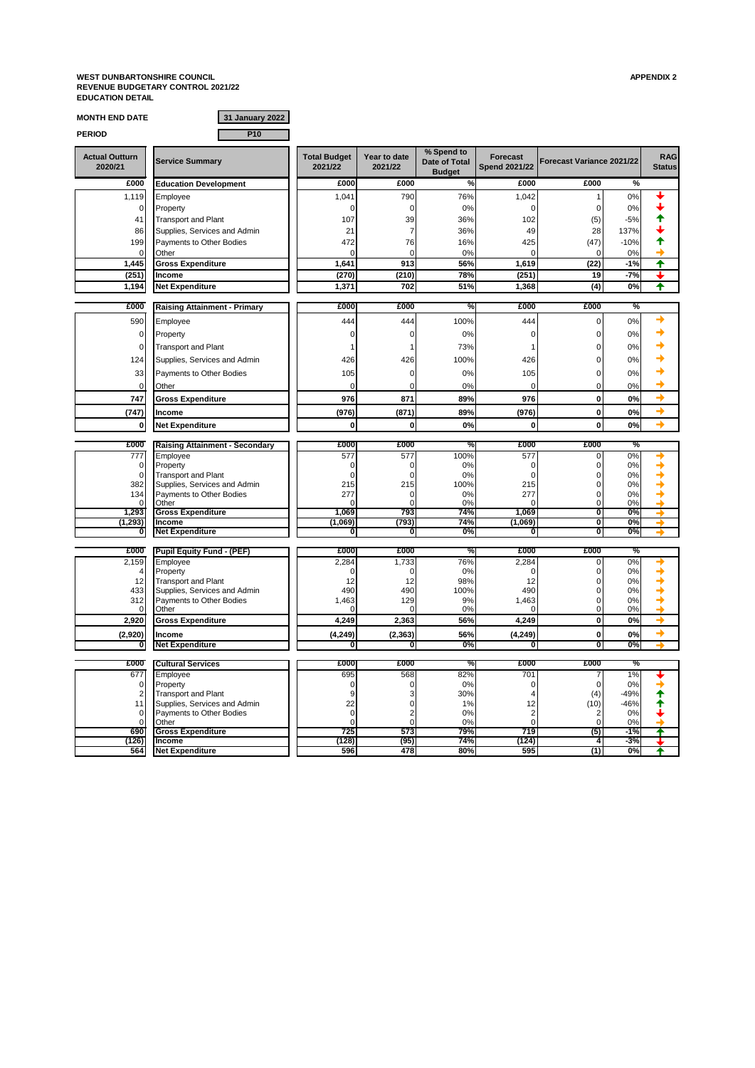**WEST DUNBARTONSHIRE COUNCIL**
**REVENUE BUDGETARY CONTROL 2021/22**
**EDUCATION DETAIL**

**APPENDIX 2**

**MONTH END DATE** 31 January 2022

**PERIOD** P10

| Actual Outturn 2020/21 | Service Summary | Total Budget 2021/22 | Year to date 2021/22 | % Spend to Date of Total Budget | Forecast Spend 2021/22 | Forecast Variance 2021/22 | | RAG Status |
|---|---|---|---|---|---|---|---|---|
| £000 | **Education Development** | £000 | £000 | % | £000 | £000 | % | |
| 1,119 | Employee | 1,041 | 790 | 76% | 1,042 | 1 | 0% | ↓ |
| 0 | Property | 0 | 0 | 0% | 0 | 0 | 0% | ↓ |
| 41 | Transport and Plant | 107 | 39 | 36% | 102 | (5) | -5% | ↑ |
| 86 | Supplies, Services and Admin | 21 | 7 | 36% | 49 | 28 | 137% | ↓ |
| 199 | Payments to Other Bodies | 472 | 76 | 16% | 425 | (47) | -10% | ↑ |
| 0 | Other | 0 | 0 | 0% | 0 | 0 | 0% | → |
| **1,445** | **Gross Expenditure** | **1,641** | **913** | **56%** | **1,619** | **(22)** | **-1%** | ↑ |
| **(251)** | **Income** | **(270)** | **(210)** | **78%** | **(251)** | **19** | **-7%** | ↓ |
| **1,194** | **Net Expenditure** | **1,371** | **702** | **51%** | **1,368** | **(4)** | **0%** | ↑ |
| £000 | **Raising Attainment - Primary** | £000 | £000 | % | £000 | £000 | % | |
| 590 | Employee | 444 | 444 | 100% | 444 | 0 | 0% | → |
| 0 | Property | 0 | 0 | 0% | 0 | 0 | 0% | → |
| 0 | Transport and Plant | 1 | 1 | 73% | 1 | 0 | 0% | → |
| 124 | Supplies, Services and Admin | 426 | 426 | 100% | 426 | 0 | 0% | → |
| 33 | Payments to Other Bodies | 105 | 0 | 0% | 105 | 0 | 0% | → |
| 0 | Other | 0 | 0 | 0% | 0 | 0 | 0% | → |
| **747** | **Gross Expenditure** | **976** | **871** | **89%** | **976** | **0** | **0%** | → |
| **(747)** | **Income** | **(976)** | **(871)** | **89%** | **(976)** | **0** | **0%** | → |
| **0** | **Net Expenditure** | **0** | **0** | **0%** | **0** | **0** | **0%** | → |
| £000 | **Raising Attainment - Secondary** | £000 | £000 | % | £000 | £000 | % | |
| 777 | Employee | 577 | 577 | 100% | 577 | 0 | 0% | → |
| 0 | Property | 0 | 0 | 0% | 0 | 0 | 0% | → |
| 0 | Transport and Plant | 0 | 0 | 0% | 0 | 0 | 0% | → |
| 382 | Supplies, Services and Admin | 215 | 215 | 100% | 215 | 0 | 0% | → |
| 134 | Payments to Other Bodies | 277 | 0 | 0% | 277 | 0 | 0% | → |
| 0 | Other | 0 | 0 | 0% | 0 | 0 | 0% | → |
| **1,293** | **Gross Expenditure** | **1,069** | **793** | **74%** | **1,069** | **0** | **0%** | → |
| **(1,293)** | **Income** | **(1,069)** | **(793)** | **74%** | **(1,069)** | **0** | **0%** | → |
| **0** | **Net Expenditure** | **0** | **0** | **0%** | **0** | **0** | **0%** | → |
| £000 | **Pupil Equity Fund - (PEF)** | £000 | £000 | % | £000 | £000 | % | |
| 2,159 | Employee | 2,284 | 1,733 | 76% | 2,284 | 0 | 0% | → |
| 4 | Property | 0 | 0 | 0% | 0 | 0 | 0% | → |
| 12 | Transport and Plant | 12 | 12 | 98% | 12 | 0 | 0% | → |
| 433 | Supplies, Services and Admin | 490 | 490 | 100% | 490 | 0 | 0% | → |
| 312 | Payments to Other Bodies | 1,463 | 129 | 9% | 1,463 | 0 | 0% | → |
| 0 | Other | 0 | 0 | 0% | 0 | 0 | 0% | → |
| **2,920** | **Gross Expenditure** | **4,249** | **2,363** | **56%** | **4,249** | **0** | **0%** | → |
| **(2,920)** | **Income** | **(4,249)** | **(2,363)** | **56%** | **(4,249)** | **0** | **0%** | → |
| **0** | **Net Expenditure** | **0** | **0** | **0%** | **0** | **0** | **0%** | → |
| £000 | **Cultural Services** | £000 | £000 | % | £000 | £000 | % | |
| 677 | Employee | 695 | 568 | 82% | 701 | 7 | 1% | ↓ |
| 0 | Property | 0 | 0 | 0% | 0 | 0 | 0% | → |
| 2 | Transport and Plant | 9 | 3 | 30% | 4 | (4) | -49% | ↑ |
| 11 | Supplies, Services and Admin | 22 | 0 | 1% | 12 | (10) | -46% | ↑ |
| 0 | Payments to Other Bodies | 0 | 2 | 0% | 2 | 2 | 0% | ↓ |
| 0 | Other | 0 | 0 | 0% | 0 | 0 | 0% | → |
| **690** | **Gross Expenditure** | **725** | **573** | **79%** | **719** | **(5)** | **-1%** | ↑ |
| **(126)** | **Income** | **(128)** | **(95)** | **74%** | **(124)** | **4** | **-3%** | ↓ |
| **564** | **Net Expenditure** | **596** | **478** | **80%** | **595** | **(1)** | **0%** | ↑ |